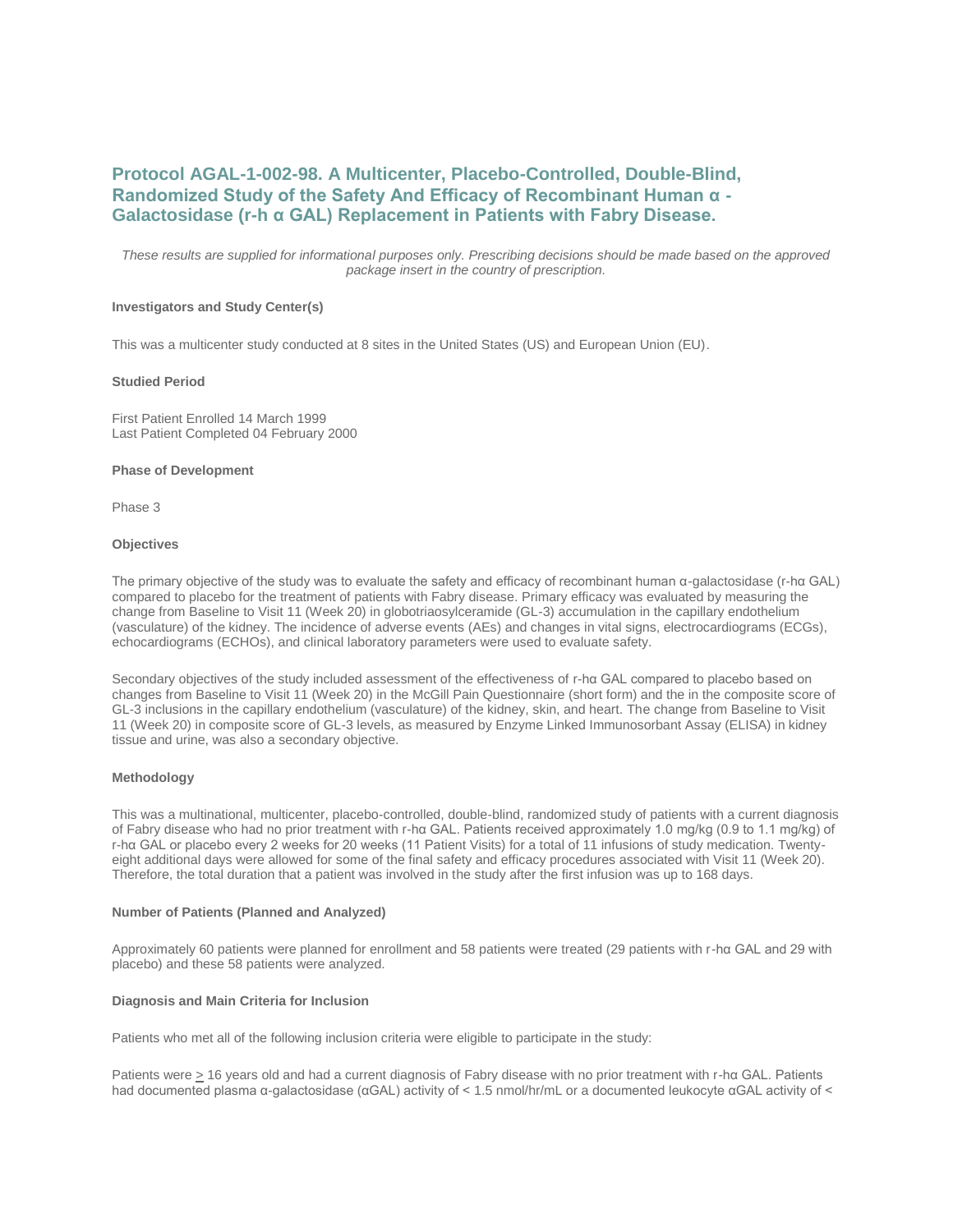# Protocol AGAL-1-002-98. A Multicenter, Placebo-Controlled, Double-Blind, Randomized Study of the Safety And Efficacy of Recombinant Human α - Galactosidase (r-h α GAL) Replacement in Patients with Fabry Disease.

*These results are supplied for informational purposes only. Prescribing decisions should be made based on the approved package insert in the country of prescription.*

**Investigators and Study Center(s)**

This was a multicenter study conducted at 8 sites in the United States (US) and European Union (EU).

**Studied Period**

First Patient Enrolled 14 March 1999
Last Patient Completed 04 February 2000

**Phase of Development**

Phase 3

**Objectives**

The primary objective of the study was to evaluate the safety and efficacy of recombinant human α-galactosidase (r-hα GAL) compared to placebo for the treatment of patients with Fabry disease. Primary efficacy was evaluated by measuring the change from Baseline to Visit 11 (Week 20) in globotriaosylceramide (GL-3) accumulation in the capillary endothelium (vasculature) of the kidney. The incidence of adverse events (AEs) and changes in vital signs, electrocardiograms (ECGs), echocardiograms (ECHOs), and clinical laboratory parameters were used to evaluate safety.

Secondary objectives of the study included assessment of the effectiveness of r-hα GAL compared to placebo based on changes from Baseline to Visit 11 (Week 20) in the McGill Pain Questionnaire (short form) and the in the composite score of GL-3 inclusions in the capillary endothelium (vasculature) of the kidney, skin, and heart. The change from Baseline to Visit 11 (Week 20) in composite score of GL-3 levels, as measured by Enzyme Linked Immunosorbant Assay (ELISA) in kidney tissue and urine, was also a secondary objective.

**Methodology**

This was a multinational, multicenter, placebo-controlled, double-blind, randomized study of patients with a current diagnosis of Fabry disease who had no prior treatment with r-hα GAL. Patients received approximately 1.0 mg/kg (0.9 to 1.1 mg/kg) of r-hα GAL or placebo every 2 weeks for 20 weeks (11 Patient Visits) for a total of 11 infusions of study medication. Twenty-eight additional days were allowed for some of the final safety and efficacy procedures associated with Visit 11 (Week 20). Therefore, the total duration that a patient was involved in the study after the first infusion was up to 168 days.

**Number of Patients (Planned and Analyzed)**

Approximately 60 patients were planned for enrollment and 58 patients were treated (29 patients with r-hα GAL and 29 with placebo) and these 58 patients were analyzed.

**Diagnosis and Main Criteria for Inclusion**

Patients who met all of the following inclusion criteria were eligible to participate in the study:

Patients were ≥ 16 years old and had a current diagnosis of Fabry disease with no prior treatment with r-hα GAL. Patients had documented plasma α-galactosidase (αGAL) activity of < 1.5 nmol/hr/mL or a documented leukocyte αGAL activity of <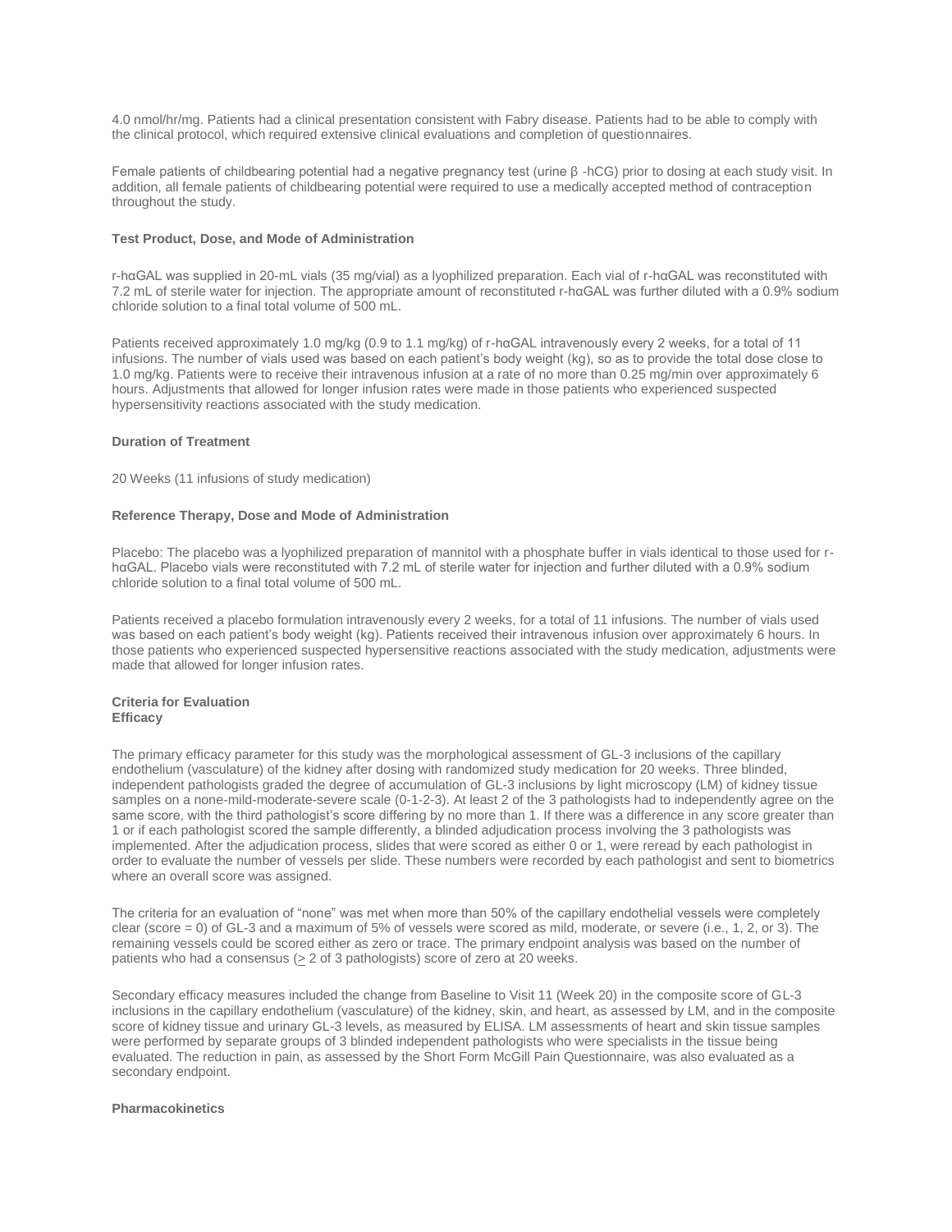4.0 nmol/hr/mg. Patients had a clinical presentation consistent with Fabry disease. Patients had to be able to comply with the clinical protocol, which required extensive clinical evaluations and completion of questionnaires.

Female patients of childbearing potential had a negative pregnancy test (urine β -hCG) prior to dosing at each study visit. In addition, all female patients of childbearing potential were required to use a medically accepted method of contraception throughout the study.

**Test Product, Dose, and Mode of Administration**

r-hαGAL was supplied in 20-mL vials (35 mg/vial) as a lyophilized preparation. Each vial of r-hαGAL was reconstituted with 7.2 mL of sterile water for injection. The appropriate amount of reconstituted r-hαGAL was further diluted with a 0.9% sodium chloride solution to a final total volume of 500 mL.

Patients received approximately 1.0 mg/kg (0.9 to 1.1 mg/kg) of r-hαGAL intravenously every 2 weeks, for a total of 11 infusions. The number of vials used was based on each patient's body weight (kg), so as to provide the total dose close to 1.0 mg/kg. Patients were to receive their intravenous infusion at a rate of no more than 0.25 mg/min over approximately 6 hours. Adjustments that allowed for longer infusion rates were made in those patients who experienced suspected hypersensitivity reactions associated with the study medication.

**Duration of Treatment**

20 Weeks (11 infusions of study medication)

**Reference Therapy, Dose and Mode of Administration**

Placebo: The placebo was a lyophilized preparation of mannitol with a phosphate buffer in vials identical to those used for r-hαGAL. Placebo vials were reconstituted with 7.2 mL of sterile water for injection and further diluted with a 0.9% sodium chloride solution to a final total volume of 500 mL.

Patients received a placebo formulation intravenously every 2 weeks, for a total of 11 infusions. The number of vials used was based on each patient's body weight (kg). Patients received their intravenous infusion over approximately 6 hours. In those patients who experienced suspected hypersensitive reactions associated with the study medication, adjustments were made that allowed for longer infusion rates.

**Criteria for Evaluation**
**Efficacy**

The primary efficacy parameter for this study was the morphological assessment of GL-3 inclusions of the capillary endothelium (vasculature) of the kidney after dosing with randomized study medication for 20 weeks. Three blinded, independent pathologists graded the degree of accumulation of GL-3 inclusions by light microscopy (LM) of kidney tissue samples on a none-mild-moderate-severe scale (0-1-2-3). At least 2 of the 3 pathologists had to independently agree on the same score, with the third pathologist's score differing by no more than 1. If there was a difference in any score greater than 1 or if each pathologist scored the sample differently, a blinded adjudication process involving the 3 pathologists was implemented. After the adjudication process, slides that were scored as either 0 or 1, were reread by each pathologist in order to evaluate the number of vessels per slide. These numbers were recorded by each pathologist and sent to biometrics where an overall score was assigned.

The criteria for an evaluation of "none" was met when more than 50% of the capillary endothelial vessels were completely clear (score = 0) of GL-3 and a maximum of 5% of vessels were scored as mild, moderate, or severe (i.e., 1, 2, or 3). The remaining vessels could be scored either as zero or trace. The primary endpoint analysis was based on the number of patients who had a consensus (≥ 2 of 3 pathologists) score of zero at 20 weeks.

Secondary efficacy measures included the change from Baseline to Visit 11 (Week 20) in the composite score of GL-3 inclusions in the capillary endothelium (vasculature) of the kidney, skin, and heart, as assessed by LM, and in the composite score of kidney tissue and urinary GL-3 levels, as measured by ELISA. LM assessments of heart and skin tissue samples were performed by separate groups of 3 blinded independent pathologists who were specialists in the tissue being evaluated. The reduction in pain, as assessed by the Short Form McGill Pain Questionnaire, was also evaluated as a secondary endpoint.

**Pharmacokinetics**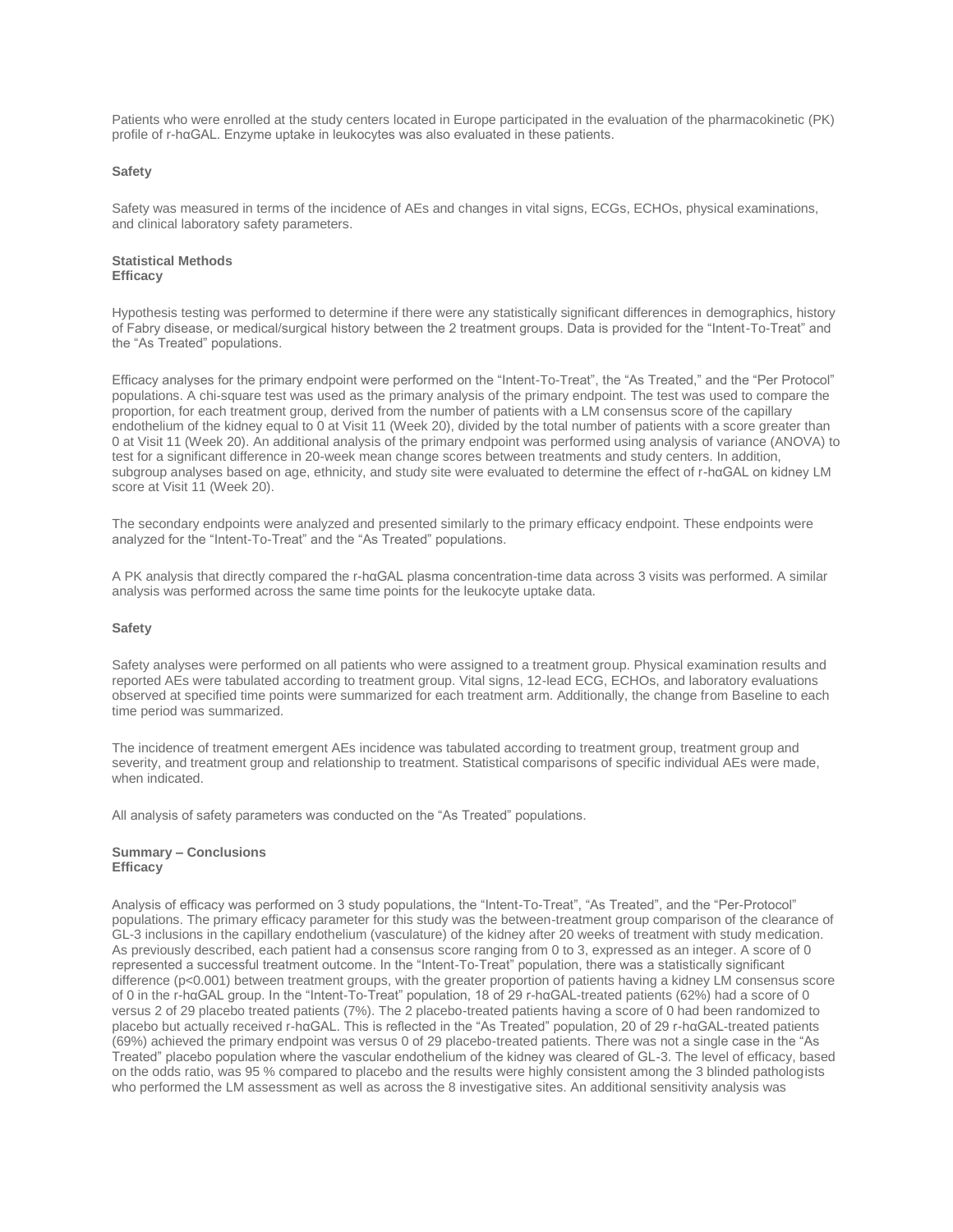Patients who were enrolled at the study centers located in Europe participated in the evaluation of the pharmacokinetic (PK) profile of r-hαGAL. Enzyme uptake in leukocytes was also evaluated in these patients.

**Safety**

Safety was measured in terms of the incidence of AEs and changes in vital signs, ECGs, ECHOs, physical examinations, and clinical laboratory safety parameters.

**Statistical Methods**
**Efficacy**

Hypothesis testing was performed to determine if there were any statistically significant differences in demographics, history of Fabry disease, or medical/surgical history between the 2 treatment groups. Data is provided for the "Intent-To-Treat" and the "As Treated" populations.

Efficacy analyses for the primary endpoint were performed on the "Intent-To-Treat", the "As Treated," and the "Per Protocol" populations. A chi-square test was used as the primary analysis of the primary endpoint. The test was used to compare the proportion, for each treatment group, derived from the number of patients with a LM consensus score of the capillary endothelium of the kidney equal to 0 at Visit 11 (Week 20), divided by the total number of patients with a score greater than 0 at Visit 11 (Week 20). An additional analysis of the primary endpoint was performed using analysis of variance (ANOVA) to test for a significant difference in 20-week mean change scores between treatments and study centers. In addition, subgroup analyses based on age, ethnicity, and study site were evaluated to determine the effect of r-hαGAL on kidney LM score at Visit 11 (Week 20).

The secondary endpoints were analyzed and presented similarly to the primary efficacy endpoint. These endpoints were analyzed for the "Intent-To-Treat" and the "As Treated" populations.

A PK analysis that directly compared the r-hαGAL plasma concentration-time data across 3 visits was performed. A similar analysis was performed across the same time points for the leukocyte uptake data.

**Safety**

Safety analyses were performed on all patients who were assigned to a treatment group. Physical examination results and reported AEs were tabulated according to treatment group. Vital signs, 12-lead ECG, ECHOs, and laboratory evaluations observed at specified time points were summarized for each treatment arm. Additionally, the change from Baseline to each time period was summarized.

The incidence of treatment emergent AEs incidence was tabulated according to treatment group, treatment group and severity, and treatment group and relationship to treatment. Statistical comparisons of specific individual AEs were made, when indicated.

All analysis of safety parameters was conducted on the "As Treated" populations.

**Summary – Conclusions**
**Efficacy**

Analysis of efficacy was performed on 3 study populations, the "Intent-To-Treat", "As Treated", and the "Per-Protocol" populations. The primary efficacy parameter for this study was the between-treatment group comparison of the clearance of GL-3 inclusions in the capillary endothelium (vasculature) of the kidney after 20 weeks of treatment with study medication. As previously described, each patient had a consensus score ranging from 0 to 3, expressed as an integer. A score of 0 represented a successful treatment outcome. In the "Intent-To-Treat" population, there was a statistically significant difference ($p<0.001$) between treatment groups, with the greater proportion of patients having a kidney LM consensus score of 0 in the r-hαGAL group. In the "Intent-To-Treat" population, 18 of 29 r-hαGAL-treated patients (62%) had a score of 0 versus 2 of 29 placebo treated patients (7%). The 2 placebo-treated patients having a score of 0 had been randomized to placebo but actually received r-hαGAL. This is reflected in the "As Treated" population, 20 of 29 r-hαGAL-treated patients (69%) achieved the primary endpoint was versus 0 of 29 placebo-treated patients. There was not a single case in the "As Treated" placebo population where the vascular endothelium of the kidney was cleared of GL-3. The level of efficacy, based on the odds ratio, was 95 % compared to placebo and the results were highly consistent among the 3 blinded pathologists who performed the LM assessment as well as across the 8 investigative sites. An additional sensitivity analysis was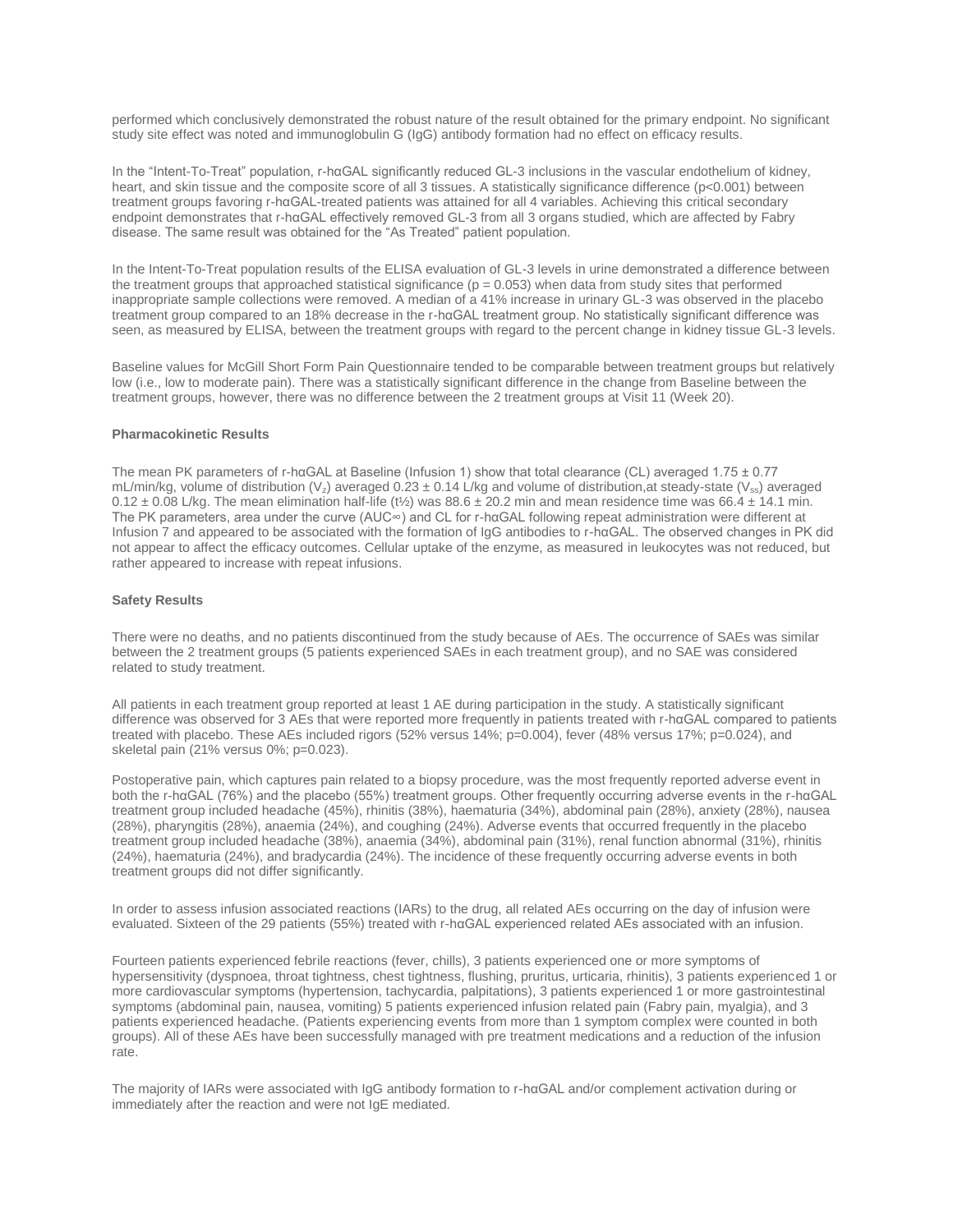performed which conclusively demonstrated the robust nature of the result obtained for the primary endpoint. No significant study site effect was noted and immunoglobulin G (IgG) antibody formation had no effect on efficacy results.

In the "Intent-To-Treat" population, r-hαGAL significantly reduced GL-3 inclusions in the vascular endothelium of kidney, heart, and skin tissue and the composite score of all 3 tissues. A statistically significance difference ($p<0.001$) between treatment groups favoring r-hαGAL-treated patients was attained for all 4 variables. Achieving this critical secondary endpoint demonstrates that r-hαGAL effectively removed GL-3 from all 3 organs studied, which are affected by Fabry disease. The same result was obtained for the "As Treated" patient population.

In the Intent-To-Treat population results of the ELISA evaluation of GL-3 levels in urine demonstrated a difference between the treatment groups that approached statistical significance ($p = 0.053$) when data from study sites that performed inappropriate sample collections were removed. A median of a 41% increase in urinary GL-3 was observed in the placebo treatment group compared to an 18% decrease in the r-hαGAL treatment group. No statistically significant difference was seen, as measured by ELISA, between the treatment groups with regard to the percent change in kidney tissue GL-3 levels.

Baseline values for McGill Short Form Pain Questionnaire tended to be comparable between treatment groups but relatively low (i.e., low to moderate pain). There was a statistically significant difference in the change from Baseline between the treatment groups, however, there was no difference between the 2 treatment groups at Visit 11 (Week 20).

**Pharmacokinetic Results**

The mean PK parameters of r-hαGAL at Baseline (Infusion 1) show that total clearance (CL) averaged 1.75 ± 0.77 mL/min/kg, volume of distribution ($V_z$) averaged 0.23 ± 0.14 L/kg and volume of distribution,at steady-state ($V_{ss}$) averaged 0.12 ± 0.08 L/kg. The mean elimination half-life ($t½$) was 88.6 ± 20.2 min and mean residence time was 66.4 ± 14.1 min. The PK parameters, area under the curve ($AUC_{\infty}$) and CL for r-hαGAL following repeat administration were different at Infusion 7 and appeared to be associated with the formation of IgG antibodies to r-hαGAL. The observed changes in PK did not appear to affect the efficacy outcomes. Cellular uptake of the enzyme, as measured in leukocytes was not reduced, but rather appeared to increase with repeat infusions.

**Safety Results**

There were no deaths, and no patients discontinued from the study because of AEs. The occurrence of SAEs was similar between the 2 treatment groups (5 patients experienced SAEs in each treatment group), and no SAE was considered related to study treatment.

All patients in each treatment group reported at least 1 AE during participation in the study. A statistically significant difference was observed for 3 AEs that were reported more frequently in patients treated with r-hαGAL compared to patients treated with placebo. These AEs included rigors (52% versus 14%; $p=0.004$), fever (48% versus 17%; $p=0.024$), and skeletal pain (21% versus 0%; $p=0.023$).

Postoperative pain, which captures pain related to a biopsy procedure, was the most frequently reported adverse event in both the r-hαGAL (76%) and the placebo (55%) treatment groups. Other frequently occurring adverse events in the r-hαGAL treatment group included headache (45%), rhinitis (38%), haematuria (34%), abdominal pain (28%), anxiety (28%), nausea (28%), pharyngitis (28%), anaemia (24%), and coughing (24%). Adverse events that occurred frequently in the placebo treatment group included headache (38%), anaemia (34%), abdominal pain (31%), renal function abnormal (31%), rhinitis (24%), haematuria (24%), and bradycardia (24%). The incidence of these frequently occurring adverse events in both treatment groups did not differ significantly.

In order to assess infusion associated reactions (IARs) to the drug, all related AEs occurring on the day of infusion were evaluated. Sixteen of the 29 patients (55%) treated with r-hαGAL experienced related AEs associated with an infusion.

Fourteen patients experienced febrile reactions (fever, chills), 3 patients experienced one or more symptoms of hypersensitivity (dyspnoea, throat tightness, chest tightness, flushing, pruritus, urticaria, rhinitis), 3 patients experienced 1 or more cardiovascular symptoms (hypertension, tachycardia, palpitations), 3 patients experienced 1 or more gastrointestinal symptoms (abdominal pain, nausea, vomiting) 5 patients experienced infusion related pain (Fabry pain, myalgia), and 3 patients experienced headache. (Patients experiencing events from more than 1 symptom complex were counted in both groups). All of these AEs have been successfully managed with pre treatment medications and a reduction of the infusion rate.

The majority of IARs were associated with IgG antibody formation to r-hαGAL and/or complement activation during or immediately after the reaction and were not IgE mediated.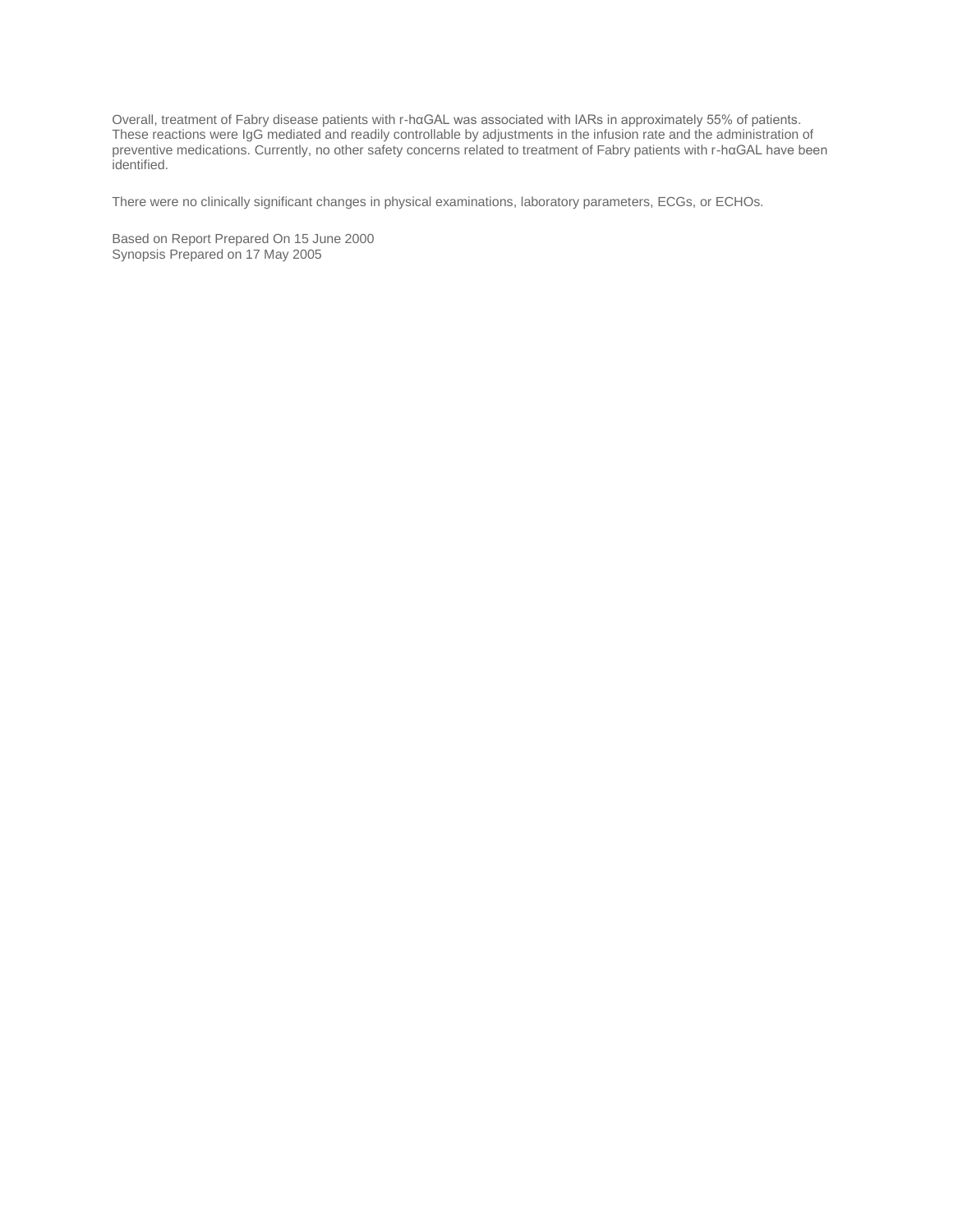Overall, treatment of Fabry disease patients with r-hαGAL was associated with IARs in approximately 55% of patients. These reactions were IgG mediated and readily controllable by adjustments in the infusion rate and the administration of preventive medications. Currently, no other safety concerns related to treatment of Fabry patients with r-hαGAL have been identified.

There were no clinically significant changes in physical examinations, laboratory parameters, ECGs, or ECHOs.

Based on Report Prepared On 15 June 2000
Synopsis Prepared on 17 May 2005